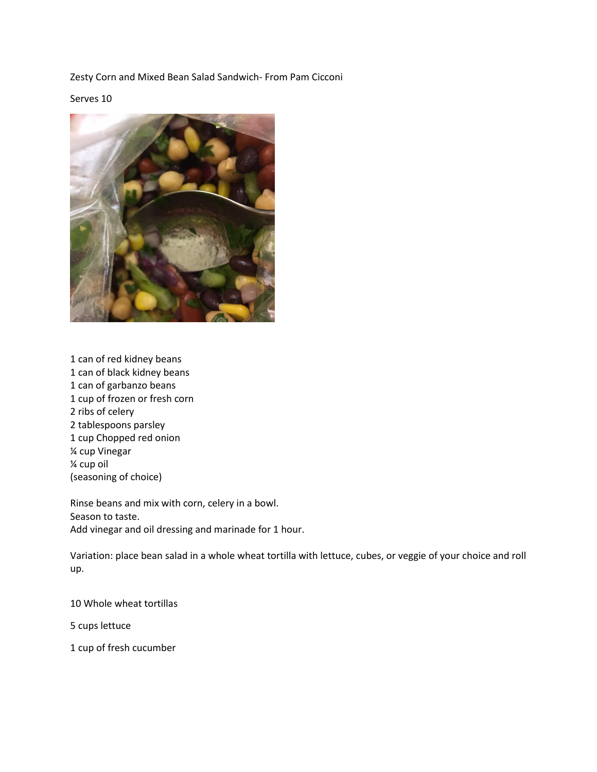Zesty Corn and Mixed Bean Salad Sandwich- From Pam Cicconi

Serves 10

1 can of red kidney beans
1 can of black kidney beans
1 can of garbanzo beans
1 cup of frozen or fresh corn
2 ribs of celery
2 tablespoons parsley
1 cup Chopped red onion
¼ cup Vinegar
¼ cup oil
(seasoning of choice)

Rinse beans and mix with corn, celery in a bowl.
Season to taste.
Add vinegar and oil dressing and marinade for 1 hour.

Variation: place bean salad in a whole wheat tortilla with lettuce, cubes, or veggie of your choice and roll up.

10 Whole wheat tortillas

5 cups lettuce

1 cup of fresh cucumber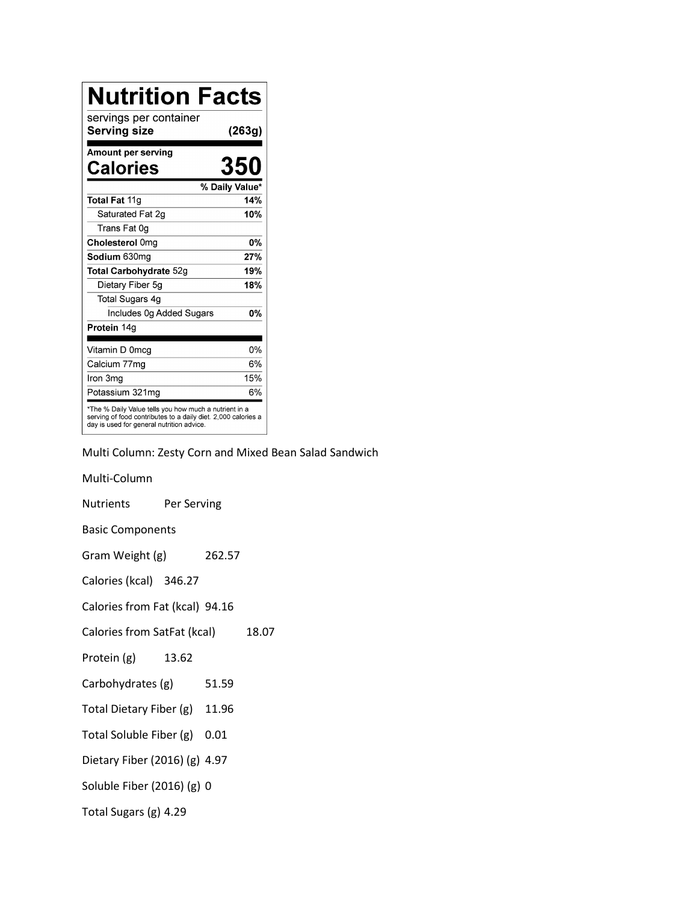# Nutrition Facts

| servings per container | |
| --- | --- |
| **Serving size** | **(263g)** |
| **Amount per serving** | |
| **Calories** | **350** |
| | **% Daily Value*** |
| **Total Fat** 11g | **14%** |
| Saturated Fat 2g | **10%** |
| Trans Fat 0g | |
| **Cholesterol** 0mg | **0%** |
| **Sodium** 630mg | **27%** |
| **Total Carbohydrate** 52g | **19%** |
| Dietary Fiber 5g | **18%** |
| Total Sugars 4g | |
| Includes 0g Added Sugars | **0%** |
| **Protein** 14g | |
| Vitamin D 0mcg | 0% |
| Calcium 77mg | 6% |
| Iron 3mg | 15% |
| Potassium 321mg | 6% |

*The % Daily Value tells you how much a nutrient in a serving of food contributes to a daily diet. 2,000 calories a day is used for general nutrition advice.

Multi Column: Zesty Corn and Mixed Bean Salad Sandwich

Multi-Column

| Nutrients | Per Serving |
| --- | --- |
| Basic Components | |
| Gram Weight (g) | 262.57 |
| Calories (kcal) | 346.27 |
| Calories from Fat (kcal) | 94.16 |
| Calories from SatFat (kcal) | 18.07 |
| Protein (g) | 13.62 |
| Carbohydrates (g) | 51.59 |
| Total Dietary Fiber (g) | 11.96 |
| Total Soluble Fiber (g) | 0.01 |
| Dietary Fiber (2016) (g) | 4.97 |
| Soluble Fiber (2016) (g) | 0 |
| Total Sugars (g) | 4.29 |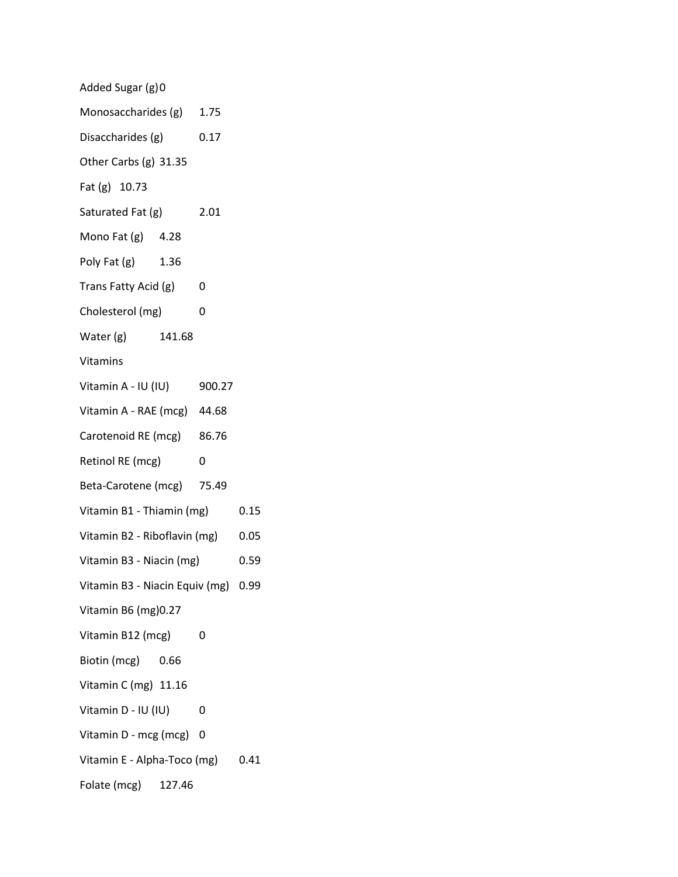Added Sugar (g) 0

Monosaccharides (g) 1.75

Disaccharides (g) 0.17

Other Carbs (g) 31.35

Fat (g) 10.73

Saturated Fat (g) 2.01

Mono Fat (g) 4.28

Poly Fat (g) 1.36

Trans Fatty Acid (g) 0

Cholesterol (mg) 0

Water (g) 141.68

Vitamins

Vitamin A - IU (IU) 900.27

Vitamin A - RAE (mcg) 44.68

Carotenoid RE (mcg) 86.76

Retinol RE (mcg) 0

Beta-Carotene (mcg) 75.49

Vitamin B1 - Thiamin (mg) 0.15

Vitamin B2 - Riboflavin (mg) 0.05

Vitamin B3 - Niacin (mg) 0.59

Vitamin B3 - Niacin Equiv (mg) 0.99

Vitamin B6 (mg) 0.27

Vitamin B12 (mcg) 0

Biotin (mcg) 0.66

Vitamin C (mg) 11.16

Vitamin D - IU (IU) 0

Vitamin D - mcg (mcg) 0

Vitamin E - Alpha-Toco (mg) 0.41

Folate (mcg) 127.46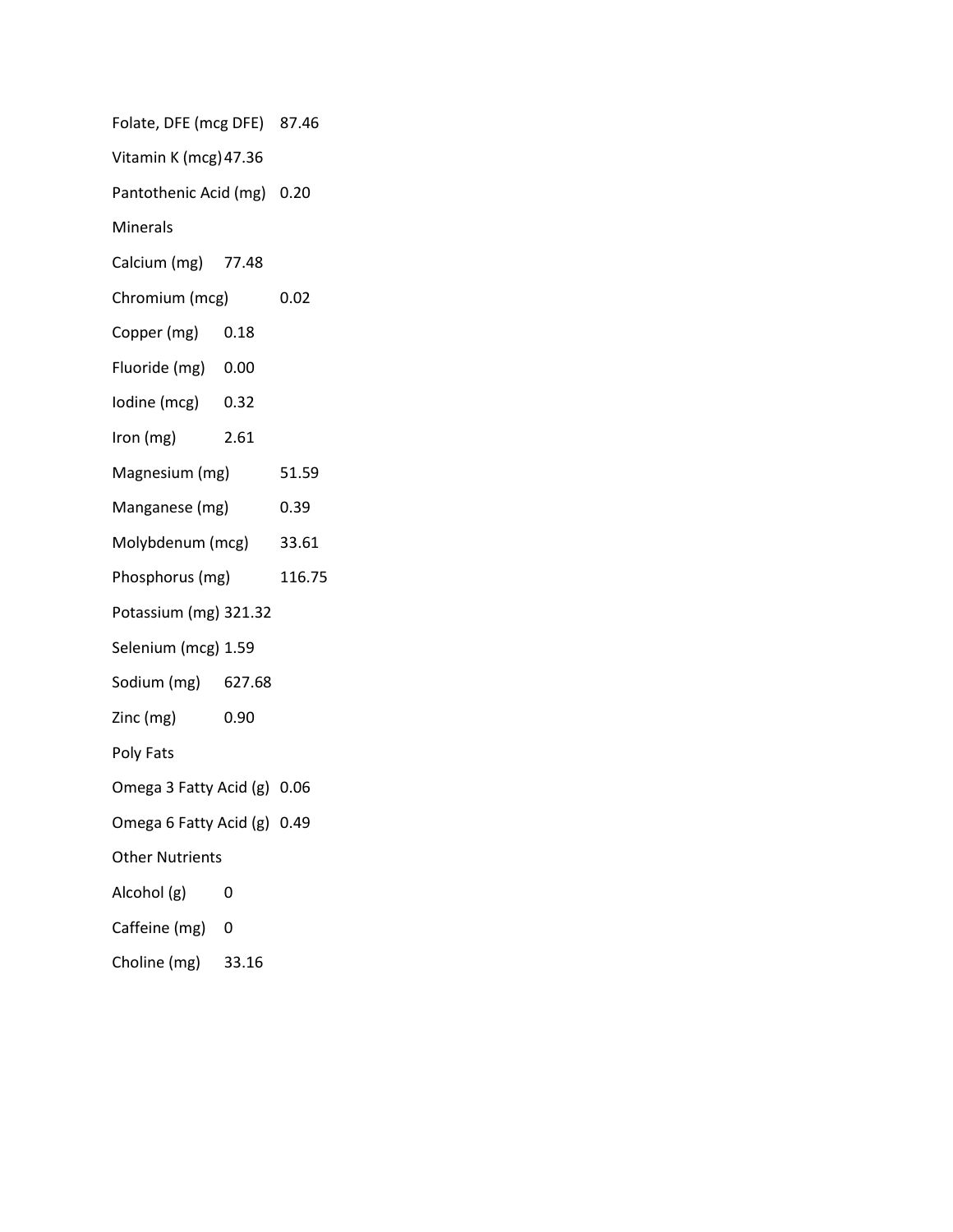| | |
| --- | --- |
| Folate, DFE (mcg DFE) | 87.46 |
| Vitamin K (mcg) | 47.36 |
| Pantothenic Acid (mg) | 0.20 |
| **Minerals** | |
| Calcium (mg) | 77.48 |
| Chromium (mcg) | 0.02 |
| Copper (mg) | 0.18 |
| Fluoride (mg) | 0.00 |
| Iodine (mcg) | 0.32 |
| Iron (mg) | 2.61 |
| Magnesium (mg) | 51.59 |
| Manganese (mg) | 0.39 |
| Molybdenum (mcg) | 33.61 |
| Phosphorus (mg) | 116.75 |
| Potassium (mg) | 321.32 |
| Selenium (mcg) | 1.59 |
| Sodium (mg) | 627.68 |
| Zinc (mg) | 0.90 |
| **Poly Fats** | |
| Omega 3 Fatty Acid (g) | 0.06 |
| Omega 6 Fatty Acid (g) | 0.49 |
| **Other Nutrients** | |
| Alcohol (g) | 0 |
| Caffeine (mg) | 0 |
| Choline (mg) | 33.16 |